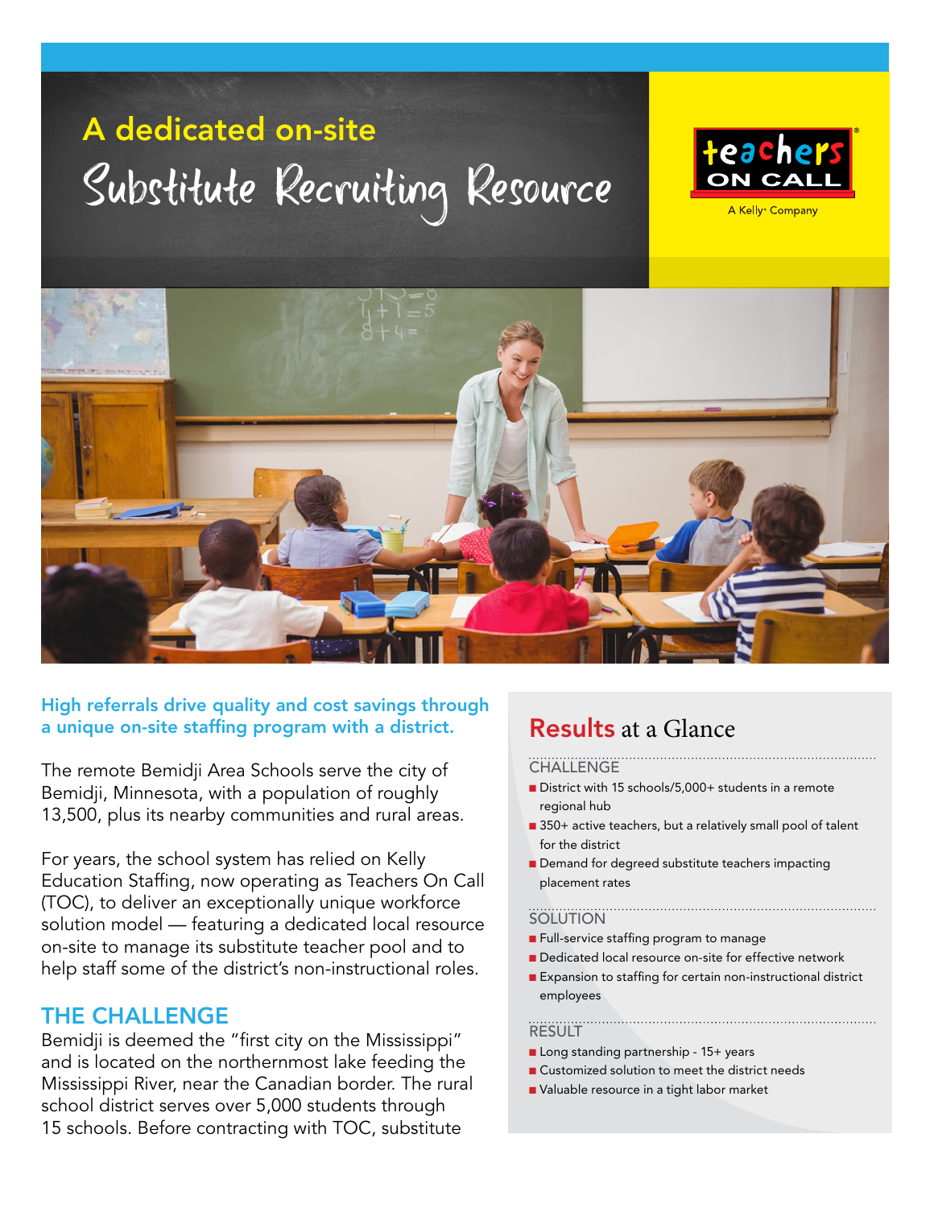# A dedicated on-site Substitute Recruiting Resource

teachers ON CALL
A Kelly® Company

**High referrals drive quality and cost savings through a unique on-site staffing program with a district.**

The remote Bemidji Area Schools serve the city of Bemidji, Minnesota, with a population of roughly 13,500, plus its nearby communities and rural areas.

For years, the school system has relied on Kelly Education Staffing, now operating as Teachers On Call (TOC), to deliver an exceptionally unique workforce solution model — featuring a dedicated local resource on-site to manage its substitute teacher pool and to help staff some of the district's non-instructional roles.

## THE CHALLENGE

Bemidji is deemed the "first city on the Mississippi" and is located on the northernmost lake feeding the Mississippi River, near the Canadian border. The rural school district serves over 5,000 students through 15 schools. Before contracting with TOC, substitute

## Results at a Glance

### CHALLENGE

- District with 15 schools/5,000+ students in a remote regional hub
- 350+ active teachers, but a relatively small pool of talent for the district
- Demand for degreed substitute teachers impacting placement rates

### SOLUTION

- Full-service staffing program to manage
- Dedicated local resource on-site for effective network
- Expansion to staffing for certain non-instructional district employees

### RESULT

- Long standing partnership - 15+ years
- Customized solution to meet the district needs
- Valuable resource in a tight labor market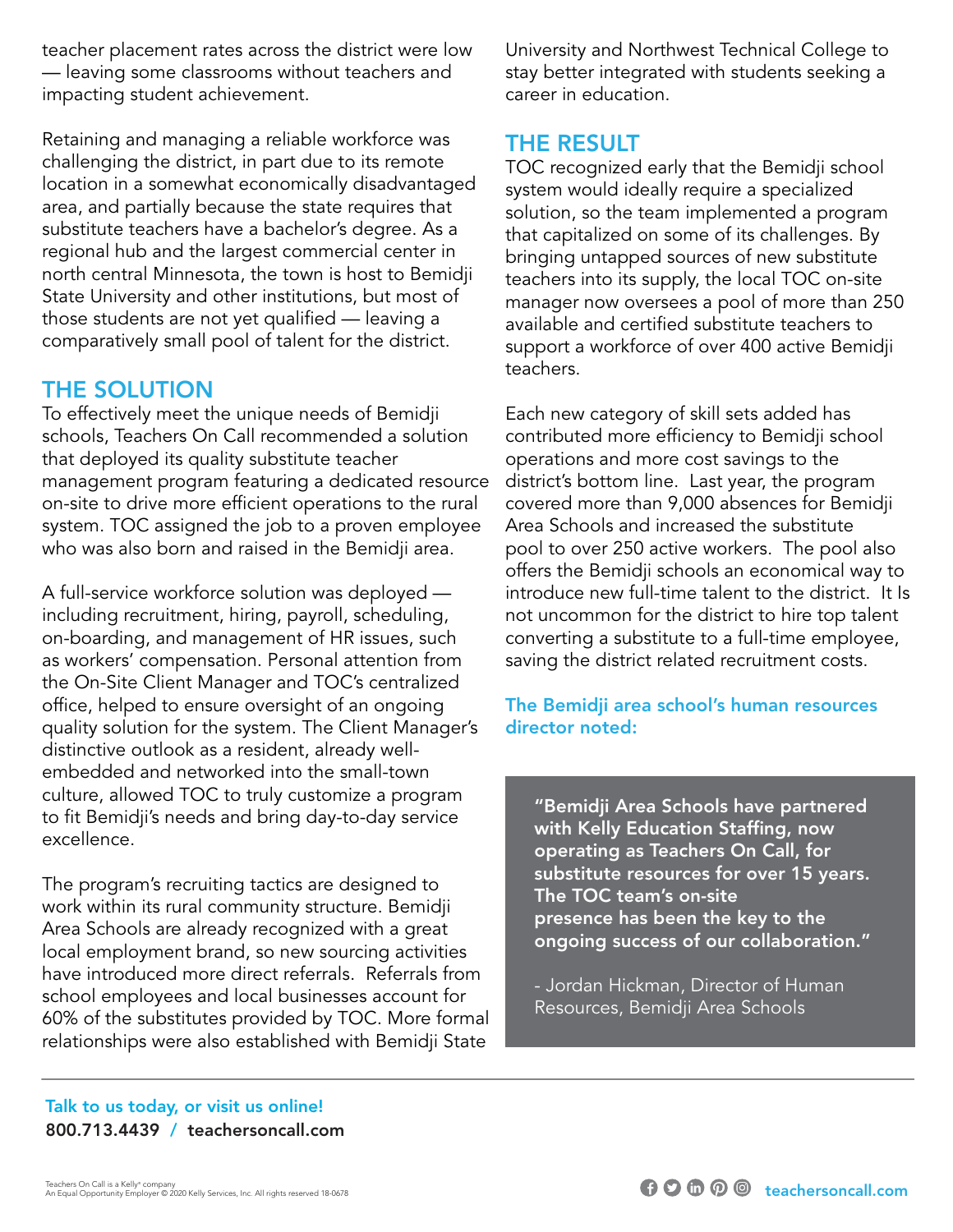teacher placement rates across the district were low — leaving some classrooms without teachers and impacting student achievement.

Retaining and managing a reliable workforce was challenging the district, in part due to its remote location in a somewhat economically disadvantaged area, and partially because the state requires that substitute teachers have a bachelor's degree. As a regional hub and the largest commercial center in north central Minnesota, the town is host to Bemidji State University and other institutions, but most of those students are not yet qualified — leaving a comparatively small pool of talent for the district.

## THE SOLUTION

To effectively meet the unique needs of Bemidji schools, Teachers On Call recommended a solution that deployed its quality substitute teacher management program featuring a dedicated resource on-site to drive more efficient operations to the rural system. TOC assigned the job to a proven employee who was also born and raised in the Bemidji area.

A full-service workforce solution was deployed — including recruitment, hiring, payroll, scheduling, on-boarding, and management of HR issues, such as workers' compensation. Personal attention from the On-Site Client Manager and TOC's centralized office, helped to ensure oversight of an ongoing quality solution for the system. The Client Manager's distinctive outlook as a resident, already well-embedded and networked into the small-town culture, allowed TOC to truly customize a program to fit Bemidji's needs and bring day-to-day service excellence.

The program's recruiting tactics are designed to work within its rural community structure. Bemidji Area Schools are already recognized with a great local employment brand, so new sourcing activities have introduced more direct referrals. Referrals from school employees and local businesses account for 60% of the substitutes provided by TOC. More formal relationships were also established with Bemidji State University and Northwest Technical College to stay better integrated with students seeking a career in education.

## THE RESULT

TOC recognized early that the Bemidji school system would ideally require a specialized solution, so the team implemented a program that capitalized on some of its challenges. By bringing untapped sources of new substitute teachers into its supply, the local TOC on-site manager now oversees a pool of more than 250 available and certified substitute teachers to support a workforce of over 400 active Bemidji teachers.

Each new category of skill sets added has contributed more efficiency to Bemidji school operations and more cost savings to the district's bottom line. Last year, the program covered more than 9,000 absences for Bemidji Area Schools and increased the substitute pool to over 250 active workers. The pool also offers the Bemidji schools an economical way to introduce new full-time talent to the district. It Is not uncommon for the district to hire top talent converting a substitute to a full-time employee, saving the district related recruitment costs.

**The Bemidji area school's human resources director noted:**

> **"Bemidji Area Schools have partnered with Kelly Education Staffing, now operating as Teachers On Call, for substitute resources for over 15 years. The TOC team's on-site presence has been the key to the ongoing success of our collaboration."**
>
> - Jordan Hickman, Director of Human Resources, Bemidji Area Schools

**Talk to us today, or visit us online!**
**800.713.4439 / teachersoncall.com**

Teachers On Call is a Kelly® company
An Equal Opportunity Employer © 2020 Kelly Services, Inc. All rights reserved 18-0678

teachersoncall.com